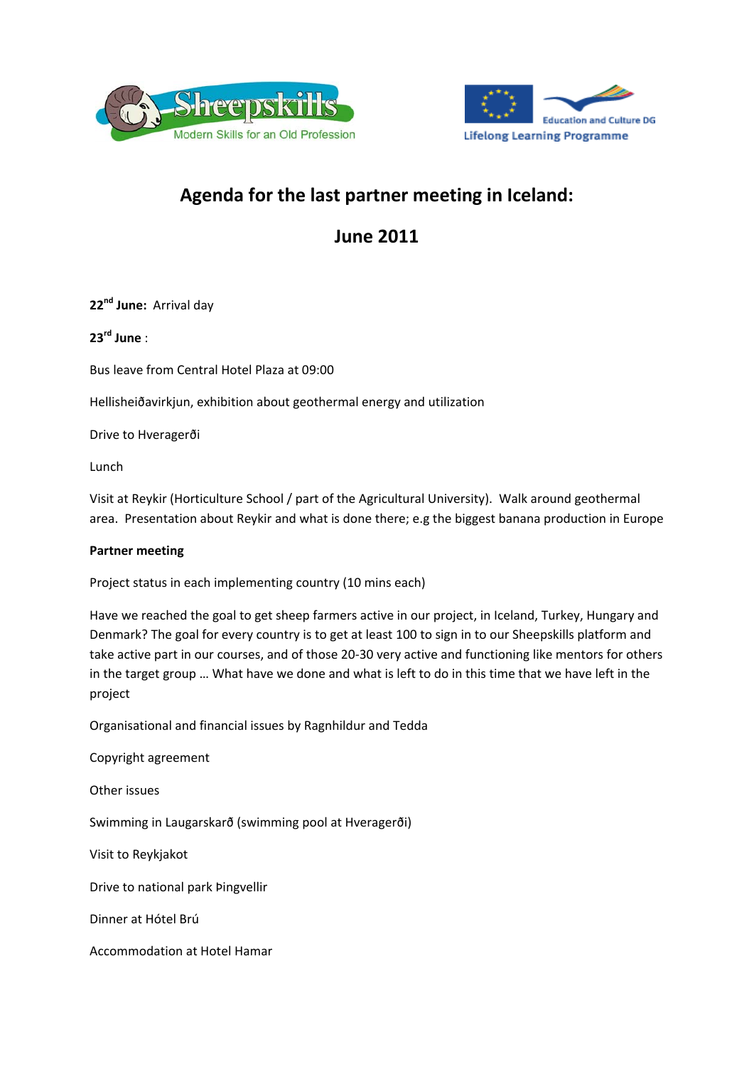# Agenda for the last partner meeting in Iceland:

## June 2011

**22nd June:** Arrival day

**23rd June** :

Bus leave from Central Hotel Plaza at 09:00

Hellisheiðavirkjun, exhibition about geothermal energy and utilization

Drive to Hveragerði

Lunch

Visit at Reykir (Horticulture School / part of the Agricultural University). Walk around geothermal area. Presentation about Reykir and what is done there; e.g the biggest banana production in Europe

**Partner meeting**

Project status in each implementing country (10 mins each)

Have we reached the goal to get sheep farmers active in our project, in Iceland, Turkey, Hungary and Denmark? The goal for every country is to get at least 100 to sign in to our Sheepskills platform and take active part in our courses, and of those 20-30 very active and functioning like mentors for others in the target group … What have we done and what is left to do in this time that we have left in the project

Organisational and financial issues by Ragnhildur and Tedda

Copyright agreement

Other issues

Swimming in Laugarskarð (swimming pool at Hveragerði)

Visit to Reykjakot

Drive to national park Þingvellir

Dinner at Hótel Brú

Accommodation at Hotel Hamar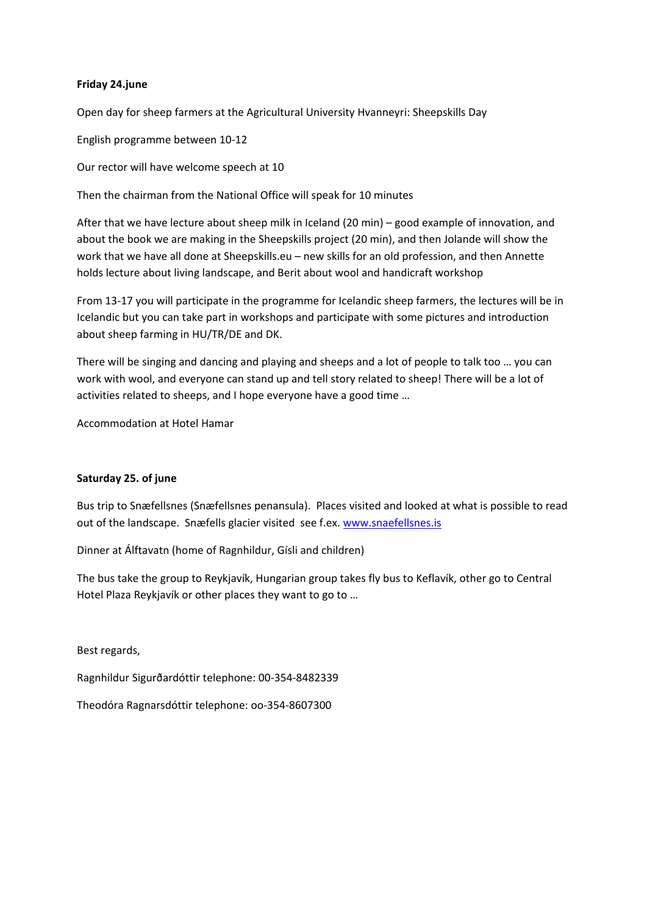**Friday 24.june**

Open day for sheep farmers at the Agricultural University Hvanneyri: Sheepskills Day

English programme between 10-12

Our rector will have welcome speech at 10

Then the chairman from the National Office will speak for 10 minutes

After that we have lecture about sheep milk in Iceland (20 min) – good example of innovation, and about the book we are making in the Sheepskills project (20 min), and then Jolande will show the work that we have all done at Sheepskills.eu – new skills for an old profession, and then Annette holds lecture about living landscape, and Berit about wool and handicraft workshop

From 13-17 you will participate in the programme for Icelandic sheep farmers, the lectures will be in Icelandic but you can take part in workshops and participate with some pictures and introduction about sheep farming in HU/TR/DE and DK.

There will be singing and dancing and playing and sheeps and a lot of people to talk too … you can work with wool, and everyone can stand up and tell story related to sheep! There will be a lot of activities related to sheeps, and I hope everyone have a good time …

Accommodation at Hotel Hamar

**Saturday 25. of june**

Bus trip to Snæfellsnes (Snæfellsnes penansula). Places visited and looked at what is possible to read out of the landscape. Snæfells glacier visited see f.ex. www.snaefellsnes.is

Dinner at Álftavatn (home of Ragnhildur, Gísli and children)

The bus take the group to Reykjavík, Hungarian group takes fly bus to Keflavík, other go to Central Hotel Plaza Reykjavík or other places they want to go to …

Best regards,

Ragnhildur Sigurðardóttir telephone: 00-354-8482339

Theodóra Ragnarsdóttir telephone: oo-354-8607300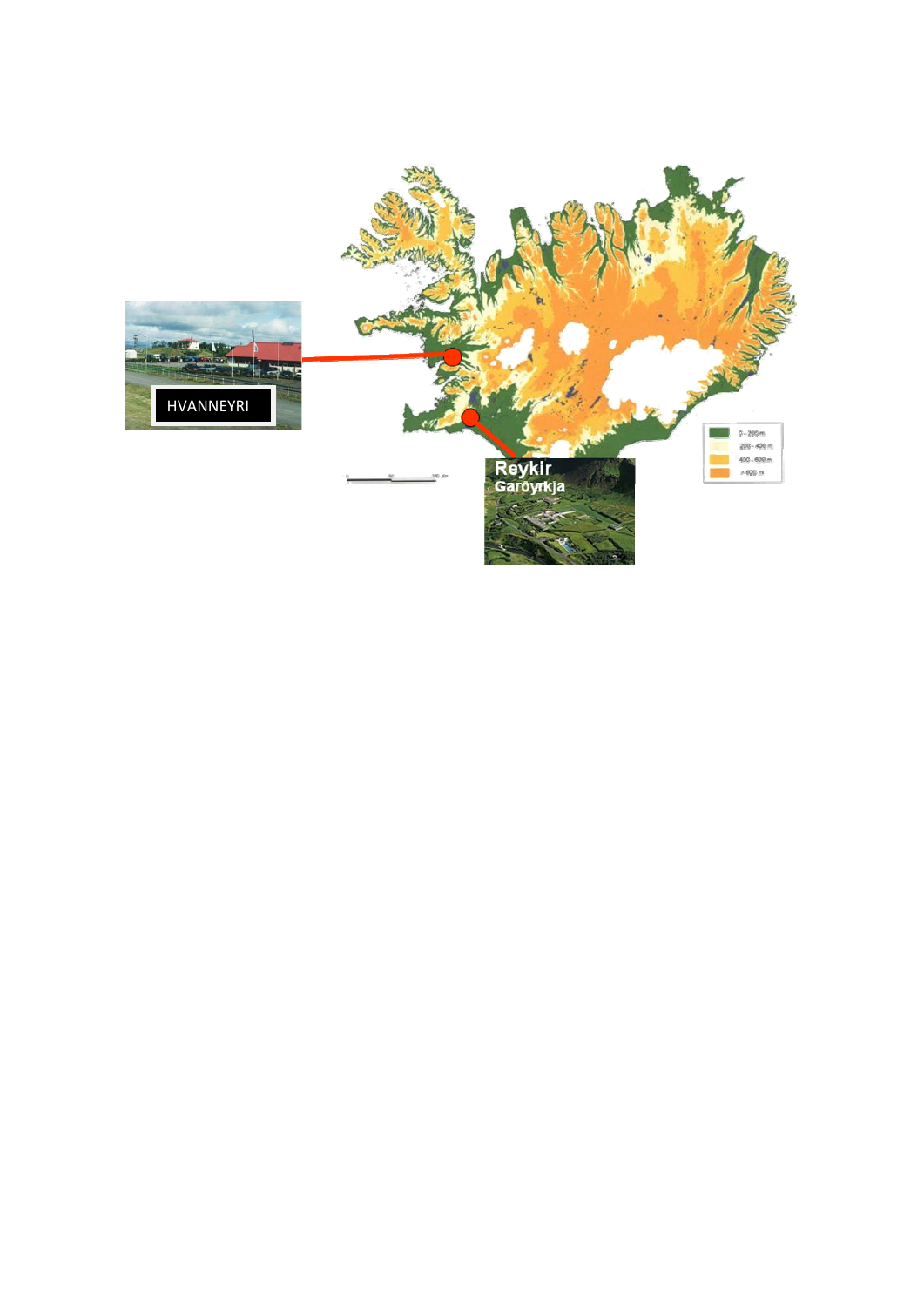HVANNEYRI

Reykir
Garðyrkja

0 – 200 m
200 – 400 m
400 – 600 m
> 600 m

0 50 100 Km